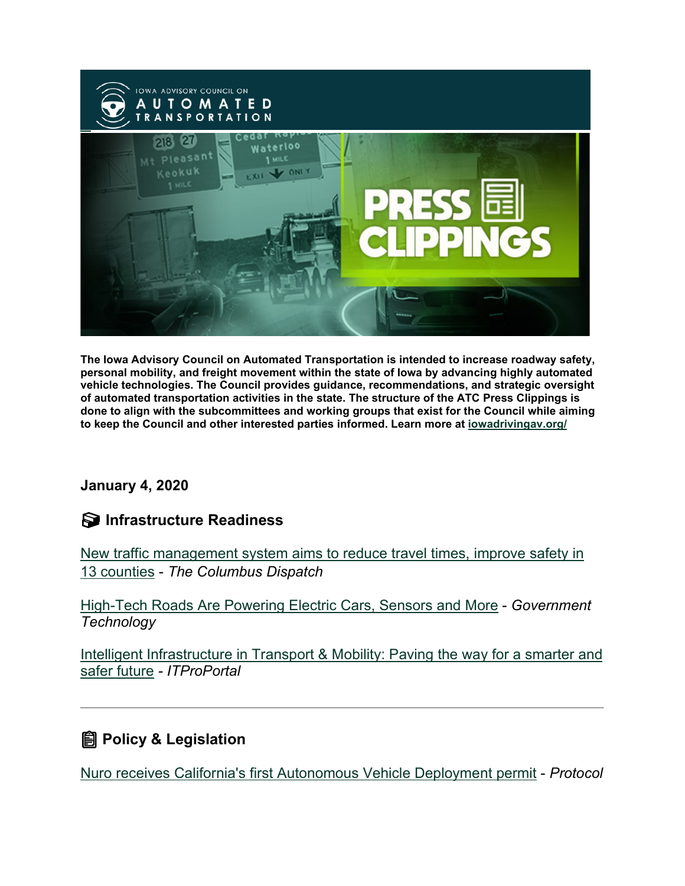The Iowa Advisory Council on Automated Transportation is intended to increase roadway safety, personal mobility, and freight movement within the state of Iowa by advancing highly automated vehicle technologies. The Council provides guidance, recommendations, and strategic oversight of automated transportation activities in the state. The structure of the ATC Press Clippings is done to align with the subcommittees and working groups that exist for the Council while aiming to keep the Council and other interested parties informed. Learn more at iowadrivingav.org/

**January 4, 2020**

## Infrastructure Readiness

New traffic management system aims to reduce travel times, improve safety in 13 counties - *The Columbus Dispatch*

High-Tech Roads Are Powering Electric Cars, Sensors and More - *Government Technology*

Intelligent Infrastructure in Transport & Mobility: Paving the way for a smarter and safer future - *ITProPortal*

---

## Policy & Legislation

Nuro receives California's first Autonomous Vehicle Deployment permit - *Protocol*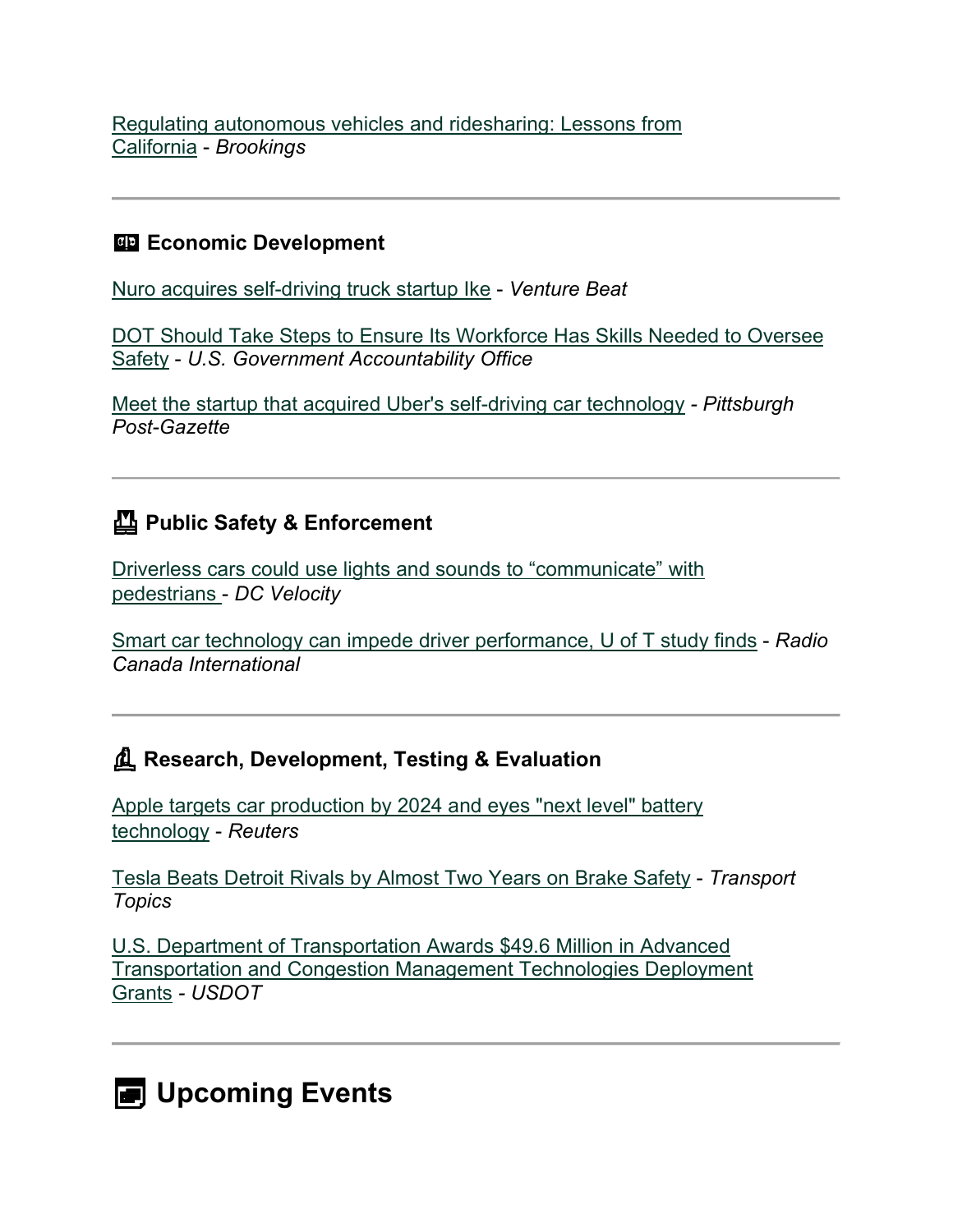Regulating autonomous vehicles and ridesharing: Lessons from California - *Brookings*

---

### Economic Development

Nuro acquires self-driving truck startup Ike - *Venture Beat*

DOT Should Take Steps to Ensure Its Workforce Has Skills Needed to Oversee Safety - *U.S. Government Accountability Office*

Meet the startup that acquired Uber's self-driving car technology - *Pittsburgh Post-Gazette*

---

### Public Safety & Enforcement

Driverless cars could use lights and sounds to “communicate” with pedestrians - *DC Velocity*

Smart car technology can impede driver performance, U of T study finds - *Radio Canada International*

---

### Research, Development, Testing & Evaluation

Apple targets car production by 2024 and eyes "next level" battery technology - *Reuters*

Tesla Beats Detroit Rivals by Almost Two Years on Brake Safety - *Transport Topics*

U.S. Department of Transportation Awards $49.6 Million in Advanced Transportation and Congestion Management Technologies Deployment Grants - *USDOT*

---

## Upcoming Events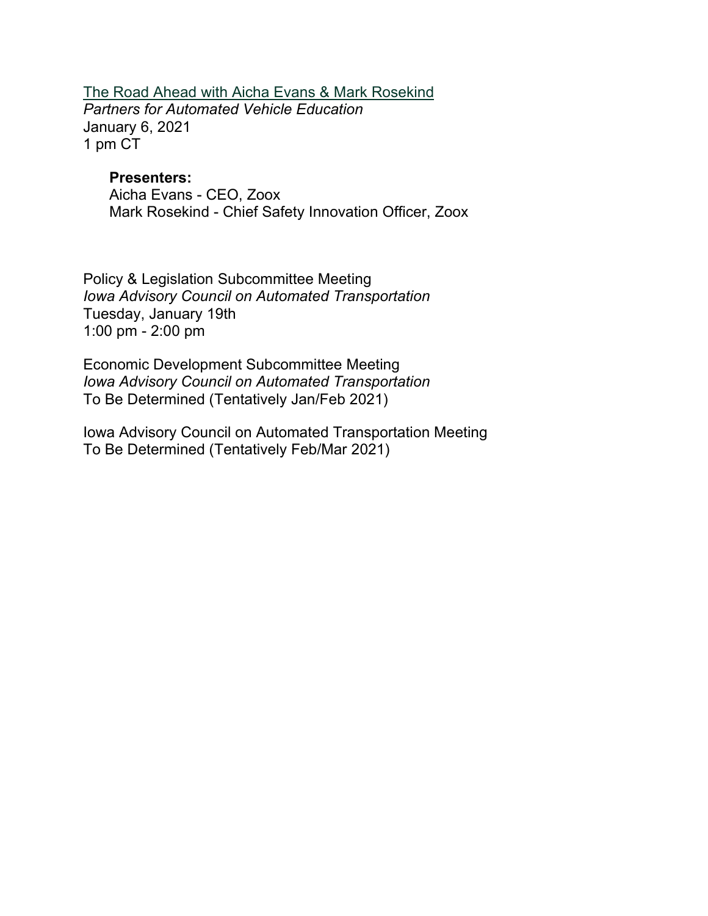The Road Ahead with Aicha Evans & Mark Rosekind
*Partners for Automated Vehicle Education*
January 6, 2021
1 pm CT

**Presenters:**
Aicha Evans - CEO, Zoox
Mark Rosekind - Chief Safety Innovation Officer, Zoox

Policy & Legislation Subcommittee Meeting
*Iowa Advisory Council on Automated Transportation*
Tuesday, January 19th
1:00 pm - 2:00 pm

Economic Development Subcommittee Meeting
*Iowa Advisory Council on Automated Transportation*
To Be Determined (Tentatively Jan/Feb 2021)

Iowa Advisory Council on Automated Transportation Meeting
To Be Determined (Tentatively Feb/Mar 2021)